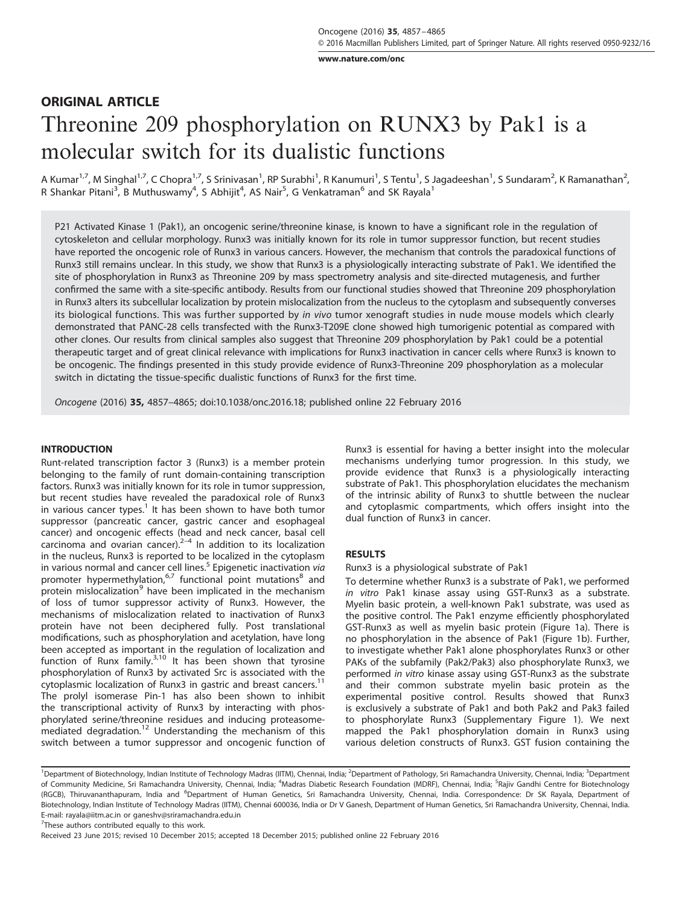## ORIGINAL ARTICLE

# Threonine 209 phosphorylation on RUNX3 by Pak1 is a molecular switch for its dualistic functions

A Kumar[1,7], M Singhal[1,7], C Chopra[1,7], S Srinivasan[1], RP Surabhi[1], R Kanumuri[1], S Tentu[1], S Jagadeeshan[1], S Sundaram[2], K Ramanathan[2], R Shankar Pitani[3], B Muthuswamy[4], S Abhijit[4], AS Nair[5], G Venkatraman[6] and SK Rayala[1]

P21 Activated Kinase 1 (Pak1), an oncogenic serine/threonine kinase, is known to have a significant role in the regulation of cytoskeleton and cellular morphology. Runx3 was initially known for its role in tumor suppressor function, but recent studies have reported the oncogenic role of Runx3 in various cancers. However, the mechanism that controls the paradoxical functions of Runx3 still remains unclear. In this study, we show that Runx3 is a physiologically interacting substrate of Pak1. We identified the site of phosphorylation in Runx3 as Threonine 209 by mass spectrometry analysis and site-directed mutagenesis, and further confirmed the same with a site-specific antibody. Results from our functional studies showed that Threonine 209 phosphorylation in Runx3 alters its subcellular localization by protein mislocalization from the nucleus to the cytoplasm and subsequently converses its biological functions. This was further supported by *in vivo* tumor xenograft studies in nude mouse models which clearly demonstrated that PANC-28 cells transfected with the Runx3-T209E clone showed high tumorigenic potential as compared with other clones. Our results from clinical samples also suggest that Threonine 209 phosphorylation by Pak1 could be a potential therapeutic target and of great clinical relevance with implications for Runx3 inactivation in cancer cells where Runx3 is known to be oncogenic. The findings presented in this study provide evidence of Runx3-Threonine 209 phosphorylation as a molecular switch in dictating the tissue-specific dualistic functions of Runx3 for the first time.

*Oncogene* (2016) **35,** 4857–4865; doi:10.1038/onc.2016.18; published online 22 February 2016

## INTRODUCTION

Runt-related transcription factor 3 (Runx3) is a member protein belonging to the family of runt domain-containing transcription factors. Runx3 was initially known for its role in tumor suppression, but recent studies have revealed the paradoxical role of Runx3 in various cancer types.[1] It has been shown to have both tumor suppressor (pancreatic cancer, gastric cancer and esophageal cancer) and oncogenic effects (head and neck cancer, basal cell carcinoma and ovarian cancer).[2–4] In addition to its localization in the nucleus, Runx3 is reported to be localized in the cytoplasm in various normal and cancer cell lines.[5] Epigenetic inactivation *via* promoter hypermethylation,[6,7] functional point mutations[8] and protein mislocalization[9] have been implicated in the mechanism of loss of tumor suppressor activity of Runx3. However, the mechanisms of mislocalization related to inactivation of Runx3 protein have not been deciphered fully. Post translational modifications, such as phosphorylation and acetylation, have long been accepted as important in the regulation of localization and function of Runx family.[3,10] It has been shown that tyrosine phosphorylation of Runx3 by activated Src is associated with the cytoplasmic localization of Runx3 in gastric and breast cancers.[11] The prolyl isomerase Pin-1 has also been shown to inhibit the transcriptional activity of Runx3 by interacting with phosphorylated serine/threonine residues and inducing proteasome-mediated degradation.[12] Understanding the mechanism of this switch between a tumor suppressor and oncogenic function of Runx3 is essential for having a better insight into the molecular mechanisms underlying tumor progression. In this study, we provide evidence that Runx3 is a physiologically interacting substrate of Pak1. This phosphorylation elucidates the mechanism of the intrinsic ability of Runx3 to shuttle between the nuclear and cytoplasmic compartments, which offers insight into the dual function of Runx3 in cancer.

## RESULTS

### Runx3 is a physiological substrate of Pak1

To determine whether Runx3 is a substrate of Pak1, we performed *in vitro* Pak1 kinase assay using GST-Runx3 as a substrate. Myelin basic protein, a well-known Pak1 substrate, was used as the positive control. The Pak1 enzyme efficiently phosphorylated GST-Runx3 as well as myelin basic protein (Figure 1a). There is no phosphorylation in the absence of Pak1 (Figure 1b). Further, to investigate whether Pak1 alone phosphorylates Runx3 or other PAKs of the subfamily (Pak2/Pak3) also phosphorylate Runx3, we performed *in vitro* kinase assay using GST-Runx3 as the substrate and their common substrate myelin basic protein as the positive control. Results showed that Runx3 is exclusively a substrate of Pak1 and both Pak2 and Pak3 failed to phosphorylate Runx3 (Supplementary Figure 1). We next mapped the Pak1 phosphorylation domain in Runx3 using various deletion constructs of Runx3. GST fusion containing the

---

[1]Department of Biotechnology, Indian Institute of Technology Madras (IITM), Chennai, India; [2]Department of Pathology, Sri Ramachandra University, Chennai, India; [3]Department of Community Medicine, Sri Ramachandra University, Chennai, India; [4]Madras Diabetic Research Foundation (MDRF), Chennai, India; [5]Rajiv Gandhi Centre for Biotechnology (RGCB), Thiruvananthapuram, India and [6]Department of Human Genetics, Sri Ramachandra University, Chennai, India. Correspondence: Dr SK Rayala, Department of Biotechnology, Indian Institute of Technology Madras (IITM), Chennai 600036, India or Dr V Ganesh, Department of Human Genetics, Sri Ramachandra University, Chennai, India. E-mail: rayala@iitm.ac.in or ganeshv@sriramachandra.edu.in

[7]These authors contributed equally to this work.

Received 23 June 2015; revised 10 December 2015; accepted 18 December 2015; published online 22 February 2016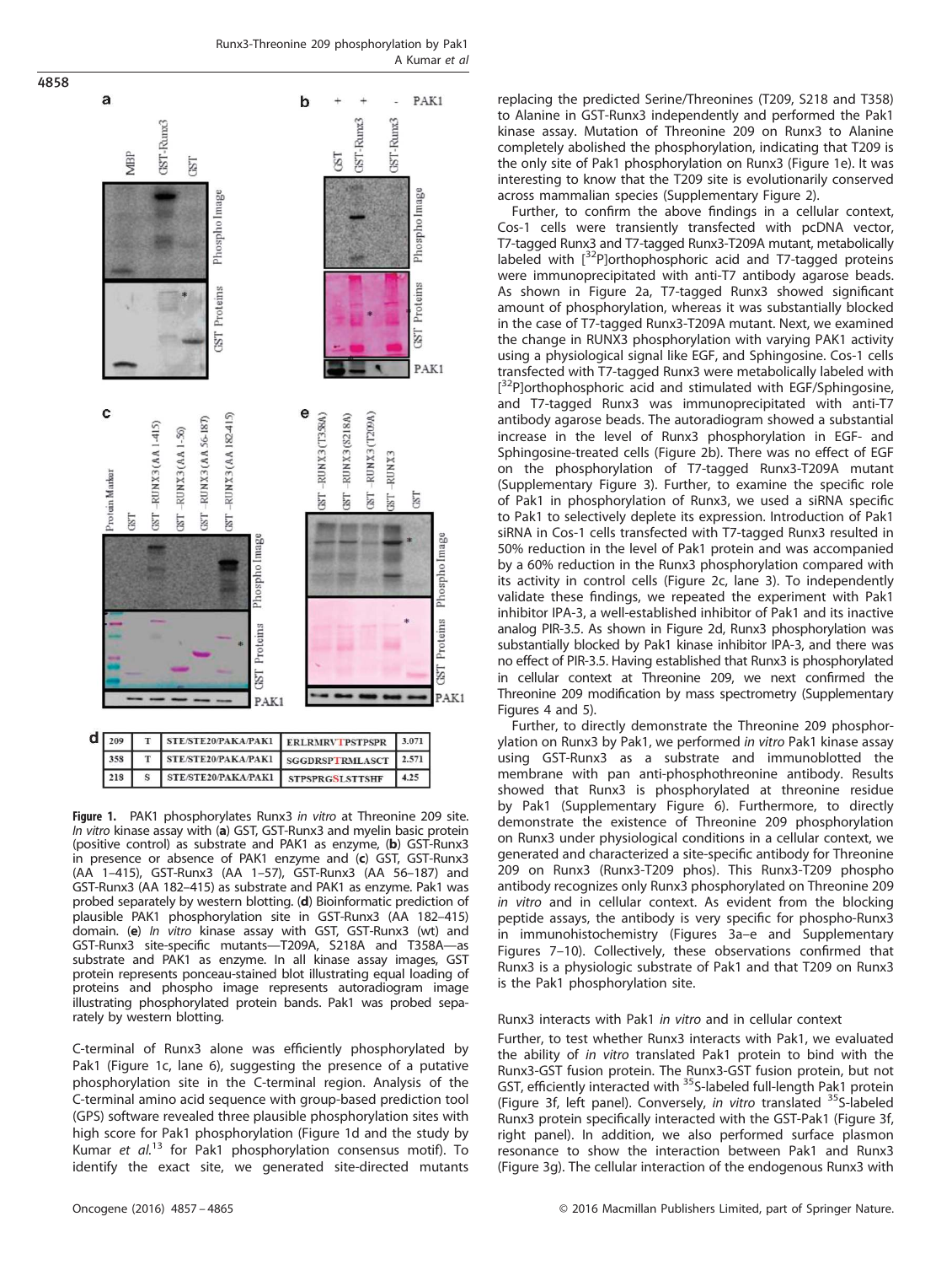| 209 | T | STE/STE20/PAKA/PAK1 | ERLRMRVTPSTPSPR | 3.071 |
|---|---|---|---|---|
| 358 | T | STE/STE20/PAKA/PAK1 | SGGDRSPTRMLASCT | 2.571 |
| 218 | S | STE/STE20/PAKA/PAK1 | STPSPRGSLSTTSHF | 4.25 |

**Figure 1.** PAK1 phosphorylates Runx3 *in vitro* at Threonine 209 site. *In vitro* kinase assay with (**a**) GST, GST-Runx3 and myelin basic protein (positive control) as substrate and PAK1 as enzyme, (**b**) GST-Runx3 in presence or absence of PAK1 enzyme and (**c**) GST, GST-Runx3 (AA 1–415), GST-Runx3 (AA 1–57), GST-Runx3 (AA 56–187) and GST-Runx3 (AA 182–415) as substrate and PAK1 as enzyme. Pak1 was probed separately by western blotting. (**d**) Bioinformatic prediction of plausible PAK1 phosphorylation site in GST-Runx3 (AA 182–415) domain. (**e**) *In vitro* kinase assay with GST, GST-Runx3 (wt) and GST-Runx3 site-specific mutants—T209A, S218A and T358A—as substrate and PAK1 as enzyme. In all kinase assay images, GST protein represents ponceau-stained blot illustrating equal loading of proteins and phospho image represents autoradiogram image illustrating phosphorylated protein bands. Pak1 was probed separately by western blotting.

C-terminal of Runx3 alone was efficiently phosphorylated by Pak1 (Figure 1c, lane 6), suggesting the presence of a putative phosphorylation site in the C-terminal region. Analysis of the C-terminal amino acid sequence with group-based prediction tool (GPS) software revealed three plausible phosphorylation sites with high score for Pak1 phosphorylation (Figure 1d and the study by Kumar *et al.*[13] for Pak1 phosphorylation consensus motif). To identify the exact site, we generated site-directed mutants replacing the predicted Serine/Threonines (T209, S218 and T358) to Alanine in GST-Runx3 independently and performed the Pak1 kinase assay. Mutation of Threonine 209 on Runx3 to Alanine completely abolished the phosphorylation, indicating that T209 is the only site of Pak1 phosphorylation on Runx3 (Figure 1e). It was interesting to know that the T209 site is evolutionarily conserved across mammalian species (Supplementary Figure 2).

Further, to confirm the above findings in a cellular context, Cos-1 cells were transiently transfected with pcDNA vector, T7-tagged Runx3 and T7-tagged Runx3-T209A mutant, metabolically labeled with [$^{32}$P]orthophosphoric acid and T7-tagged proteins were immunoprecipitated with anti-T7 antibody agarose beads. As shown in Figure 2a, T7-tagged Runx3 showed significant amount of phosphorylation, whereas it was substantially blocked in the case of T7-tagged Runx3-T209A mutant. Next, we examined the change in RUNX3 phosphorylation with varying PAK1 activity using a physiological signal like EGF, and Sphingosine. Cos-1 cells transfected with T7-tagged Runx3 were metabolically labeled with [$^{32}$P]orthophosphoric acid and stimulated with EGF/Sphingosine, and T7-tagged Runx3 was immunoprecipitated with anti-T7 antibody agarose beads. The autoradiogram showed a substantial increase in the level of Runx3 phosphorylation in EGF- and Sphingosine-treated cells (Figure 2b). There was no effect of EGF on the phosphorylation of T7-tagged Runx3-T209A mutant (Supplementary Figure 3). Further, to examine the specific role of Pak1 in phosphorylation of Runx3, we used a siRNA specific to Pak1 to selectively deplete its expression. Introduction of Pak1 siRNA in Cos-1 cells transfected with T7-tagged Runx3 resulted in 50% reduction in the level of Pak1 protein and was accompanied by a 60% reduction in the Runx3 phosphorylation compared with its activity in control cells (Figure 2c, lane 3). To independently validate these findings, we repeated the experiment with Pak1 inhibitor IPA-3, a well-established inhibitor of Pak1 and its inactive analog PIR-3.5. As shown in Figure 2d, Runx3 phosphorylation was substantially blocked by Pak1 kinase inhibitor IPA-3, and there was no effect of PIR-3.5. Having established that Runx3 is phosphorylated in cellular context at Threonine 209, we next confirmed the Threonine 209 modification by mass spectrometry (Supplementary Figures 4 and 5).

Further, to directly demonstrate the Threonine 209 phosphorylation on Runx3 by Pak1, we performed *in vitro* Pak1 kinase assay using GST-Runx3 as a substrate and immunoblotted the membrane with pan anti-phosphothreonine antibody. Results showed that Runx3 is phosphorylated at threonine residue by Pak1 (Supplementary Figure 6). Furthermore, to directly demonstrate the existence of Threonine 209 phosphorylation on Runx3 under physiological conditions in a cellular context, we generated and characterized a site-specific antibody for Threonine 209 on Runx3 (Runx3-T209 phos). This Runx3-T209 phospho antibody recognizes only Runx3 phosphorylated on Threonine 209 *in vitro* and in cellular context. As evident from the blocking peptide assays, the antibody is very specific for phospho-Runx3 in immunohistochemistry (Figures 3a–e and Supplementary Figures 7–10). Collectively, these observations confirmed that Runx3 is a physiologic substrate of Pak1 and that T209 on Runx3 is the Pak1 phosphorylation site.

### Runx3 interacts with Pak1 *in vitro* and in cellular context

Further, to test whether Runx3 interacts with Pak1, we evaluated the ability of *in vitro* translated Pak1 protein to bind with the Runx3-GST fusion protein. The Runx3-GST fusion protein, but not GST, efficiently interacted with $^{35}$S-labeled full-length Pak1 protein (Figure 3f, left panel). Conversely, *in vitro* translated $^{35}$S-labeled Runx3 protein specifically interacted with the GST-Pak1 (Figure 3f, right panel). In addition, we also performed surface plasmon resonance to show the interaction between Pak1 and Runx3 (Figure 3g). The cellular interaction of the endogenous Runx3 with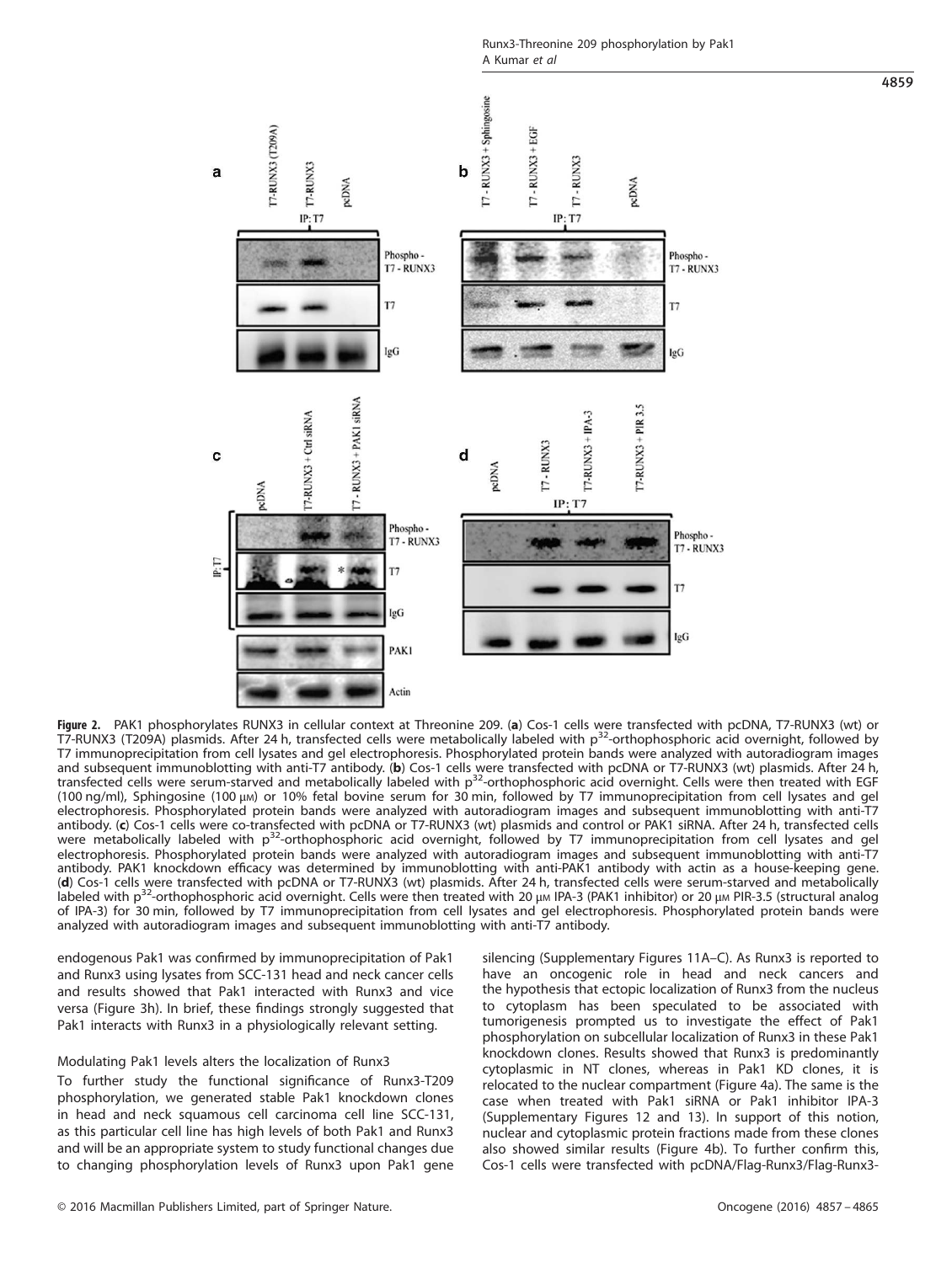**Figure 2.** PAK1 phosphorylates RUNX3 in cellular context at Threonine 209. (**a**) Cos-1 cells were transfected with pcDNA, T7-RUNX3 (wt) or T7-RUNX3 (T209A) plasmids. After 24 h, transfected cells were metabolically labeled with $p^{32}$-orthophosphoric acid overnight, followed by T7 immunoprecipitation from cell lysates and gel electrophoresis. Phosphorylated protein bands were analyzed with autoradiogram images and subsequent immunoblotting with anti-T7 antibody. (**b**) Cos-1 cells were transfected with pcDNA or T7-RUNX3 (wt) plasmids. After 24 h, transfected cells were serum-starved and metabolically labeled with $p^{32}$-orthophosphoric acid overnight. Cells were then treated with EGF (100 ng/ml), Sphingosine (100 μM) or 10% fetal bovine serum for 30 min, followed by T7 immunoprecipitation from cell lysates and gel electrophoresis. Phosphorylated protein bands were analyzed with autoradiogram images and subsequent immunoblotting with anti-T7 antibody. (**c**) Cos-1 cells were co-transfected with pcDNA or T7-RUNX3 (wt) plasmids and control or PAK1 siRNA. After 24 h, transfected cells were metabolically labeled with $p^{32}$-orthophosphoric acid overnight, followed by T7 immunoprecipitation from cell lysates and gel electrophoresis. Phosphorylated protein bands were analyzed with autoradiogram images and subsequent immunoblotting with anti-T7 antibody. PAK1 knockdown efficacy was determined by immunoblotting with anti-PAK1 antibody with actin as a house-keeping gene. (**d**) Cos-1 cells were transfected with pcDNA or T7-RUNX3 (wt) plasmids. After 24 h, transfected cells were serum-starved and metabolically labeled with $p^{32}$-orthophosphoric acid overnight. Cells were then treated with 20 μM IPA-3 (PAK1 inhibitor) or 20 μM PIR-3.5 (structural analog of IPA-3) for 30 min, followed by T7 immunoprecipitation from cell lysates and gel electrophoresis. Phosphorylated protein bands were analyzed with autoradiogram images and subsequent immunoblotting with anti-T7 antibody.

endogenous Pak1 was confirmed by immunoprecipitation of Pak1 and Runx3 using lysates from SCC-131 head and neck cancer cells and results showed that Pak1 interacted with Runx3 and vice versa (Figure 3h). In brief, these findings strongly suggested that Pak1 interacts with Runx3 in a physiologically relevant setting.

### Modulating Pak1 levels alters the localization of Runx3

To further study the functional significance of Runx3-T209 phosphorylation, we generated stable Pak1 knockdown clones in head and neck squamous cell carcinoma cell line SCC-131, as this particular cell line has high levels of both Pak1 and Runx3 and will be an appropriate system to study functional changes due to changing phosphorylation levels of Runx3 upon Pak1 gene silencing (Supplementary Figures 11A–C). As Runx3 is reported to have an oncogenic role in head and neck cancers and the hypothesis that ectopic localization of Runx3 from the nucleus to cytoplasm has been speculated to be associated with tumorigenesis prompted us to investigate the effect of Pak1 phosphorylation on subcellular localization of Runx3 in these Pak1 knockdown clones. Results showed that Runx3 is predominantly cytoplasmic in NT clones, whereas in Pak1 KD clones, it is relocated to the nuclear compartment (Figure 4a). The same is the case when treated with Pak1 siRNA or Pak1 inhibitor IPA-3 (Supplementary Figures 12 and 13). In support of this notion, nuclear and cytoplasmic protein fractions made from these clones also showed similar results (Figure 4b). To further confirm this, Cos-1 cells were transfected with pcDNA/Flag-Runx3/Flag-Runx3-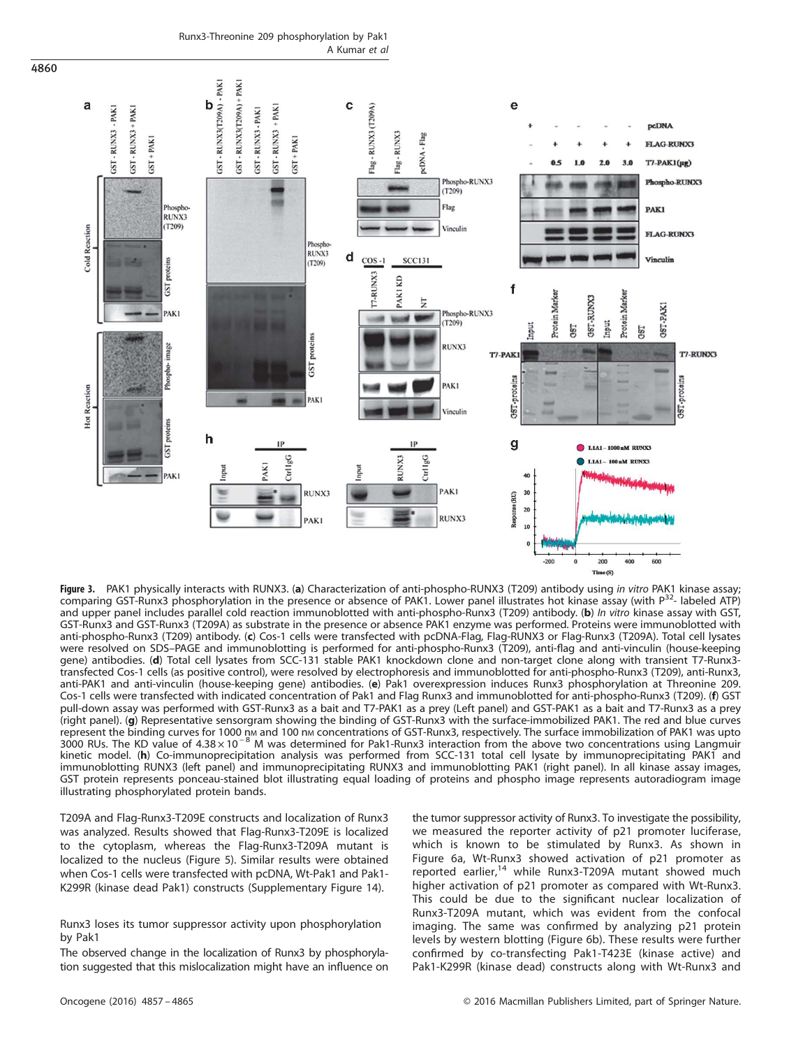**Figure 3.** PAK1 physically interacts with RUNX3. (**a**) Characterization of anti-phospho-RUNX3 (T209) antibody using *in vitro* PAK1 kinase assay; comparing GST-Runx3 phosphorylation in the presence or absence of PAK1. Lower panel illustrates hot kinase assay (with $P^{32}$- labeled ATP) and upper panel includes parallel cold reaction immunoblotted with anti-phospho-RUNX3 (T209) antibody. (**b**) *In vitro* kinase assay with GST, GST-Runx3 and GST-Runx3 (T209A) as substrate in the presence or absence PAK1 enzyme was performed. Proteins were immunoblotted with anti-phospho-Runx3 (T209) antibody. (**c**) Cos-1 cells were transfected with pcDNA-Flag, Flag-RUNX3 or Flag-Runx3 (T209A). Total cell lysates were resolved on SDS–PAGE and immunoblotting is performed for anti-phospho-Runx3 (T209), anti-flag and anti-vinculin (house-keeping gene) antibodies. (**d**) Total cell lysates from SCC-131 stable PAK1 knockdown clone and non-target clone along with transient T7-Runx3-transfected Cos-1 cells (as positive control), were resolved by electrophoresis and immunoblotted for anti-phospho-Runx3 (T209), anti-Runx3, anti-PAK1 and anti-vinculin (house-keeping gene) antibodies. (**e**) Pak1 overexpression induces Runx3 phosphorylation at Threonine 209. Cos-1 cells were transfected with indicated concentration of Pak1 and Flag Runx3 and immunoblotted for anti-phospho-Runx3 (T209). (**f**) GST pull-down assay was performed with GST-Runx3 as a bait and T7-PAK1 as a prey (Left panel) and GST-PAK1 as a bait and T7-Runx3 as a prey (right panel). (**g**) Representative sensorgram showing the binding of GST-Runx3 with the surface-immobilized PAK1. The red and blue curves represent the binding curves for 1000 nM and 100 nM concentrations of GST-Runx3, respectively. The surface immobilization of PAK1 was upto 3000 RUs. The KD value of $4.38 \times 10^{-8}$ M was determined for Pak1-Runx3 interaction from the above two concentrations using Langmuir kinetic model. (**h**) Co-immunoprecipitation analysis was performed from SCC-131 total cell lysate by immunoprecipitating PAK1 and immunoblotting RUNX3 (left panel) and immunoprecipitating RUNX3 and immunoblotting PAK1 (right panel). In all kinase assay images, GST protein represents ponceau-stained blot illustrating equal loading of proteins and phospho image represents autoradiogram image illustrating phosphorylated protein bands.

T209A and Flag-Runx3-T209E constructs and localization of Runx3 was analyzed. Results showed that Flag-Runx3-T209E is localized to the cytoplasm, whereas the Flag-Runx3-T209A mutant is localized to the nucleus (Figure 5). Similar results were obtained when Cos-1 cells were transfected with pcDNA, Wt-Pak1 and Pak1-K299R (kinase dead Pak1) constructs (Supplementary Figure 14).

Runx3 loses its tumor suppressor activity upon phosphorylation by Pak1

The observed change in the localization of Runx3 by phosphorylation suggested that this mislocalization might have an influence on the tumor suppressor activity of Runx3. To investigate the possibility, we measured the reporter activity of p21 promoter luciferase, which is known to be stimulated by Runx3. As shown in Figure 6a, Wt-Runx3 showed activation of p21 promoter as reported earlier,[14] while Runx3-T209A mutant showed much higher activation of p21 promoter as compared with Wt-Runx3. This could be due to the significant nuclear localization of Runx3-T209A mutant, which was evident from the confocal imaging. The same was confirmed by analyzing p21 protein levels by western blotting (Figure 6b). These results were further confirmed by co-transfecting Pak1-T423E (kinase active) and Pak1-K299R (kinase dead) constructs along with Wt-Runx3 and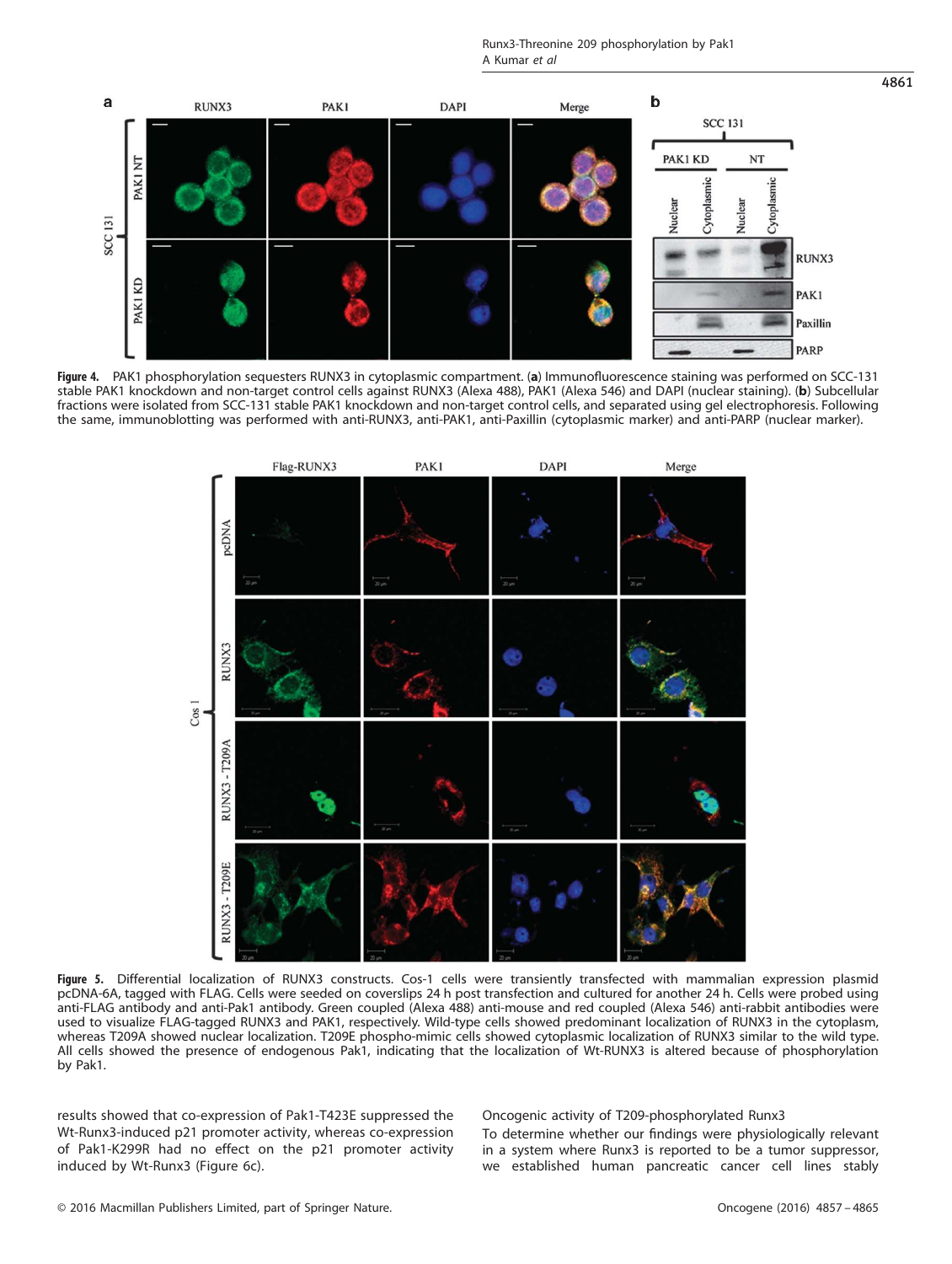**Figure 4.** PAK1 phosphorylation sequesters RUNX3 in cytoplasmic compartment. (**a**) Immunofluorescence staining was performed on SCC-131 stable PAK1 knockdown and non-target control cells against RUNX3 (Alexa 488), PAK1 (Alexa 546) and DAPI (nuclear staining). (**b**) Subcellular fractions were isolated from SCC-131 stable PAK1 knockdown and non-target control cells, and separated using gel electrophoresis. Following the same, immunoblotting was performed with anti-RUNX3, anti-PAK1, anti-Paxillin (cytoplasmic marker) and anti-PARP (nuclear marker).

**Figure 5.** Differential localization of RUNX3 constructs. Cos-1 cells were transiently transfected with mammalian expression plasmid pcDNA-6A, tagged with FLAG. Cells were seeded on coverslips 24 h post transfection and cultured for another 24 h. Cells were probed using anti-FLAG antibody and anti-Pak1 antibody. Green coupled (Alexa 488) anti-mouse and red coupled (Alexa 546) anti-rabbit antibodies were used to visualize FLAG-tagged RUNX3 and PAK1, respectively. Wild-type cells showed predominant localization of RUNX3 in the cytoplasm, whereas T209A showed nuclear localization. T209E phospho-mimic cells showed cytoplasmic localization of RUNX3 similar to the wild type. All cells showed the presence of endogenous Pak1, indicating that the localization of Wt-RUNX3 is altered because of phosphorylation by Pak1.

results showed that co-expression of Pak1-T423E suppressed the Wt-Runx3-induced p21 promoter activity, whereas co-expression of Pak1-K299R had no effect on the p21 promoter activity induced by Wt-Runx3 (Figure 6c).

### Oncogenic activity of T209-phosphorylated Runx3

To determine whether our findings were physiologically relevant in a system where Runx3 is reported to be a tumor suppressor, we established human pancreatic cancer cell lines stably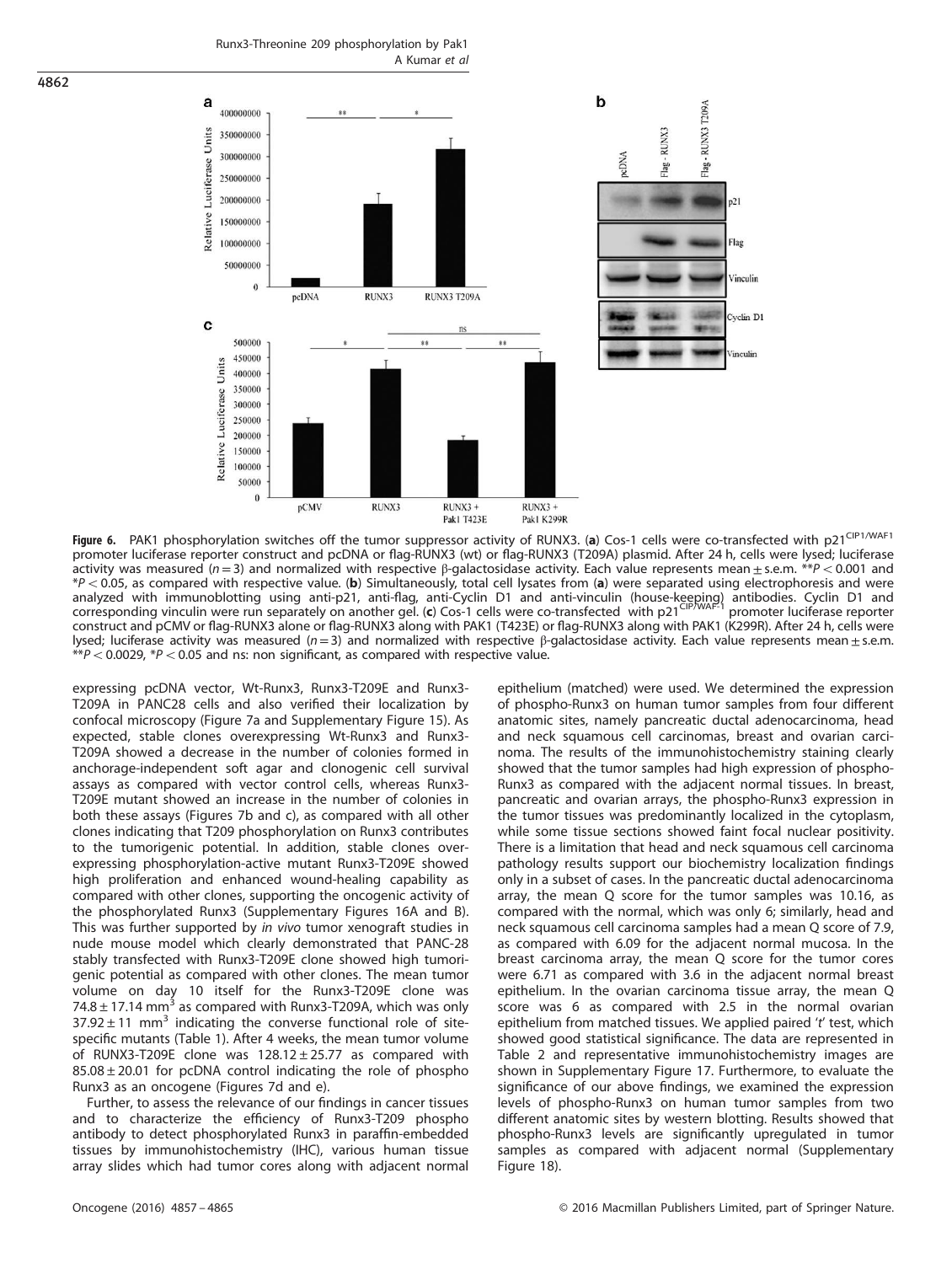**Figure 6.** PAK1 phosphorylation switches off the tumor suppressor activity of RUNX3. (**a**) Cos-1 cells were co-transfected with p21$^{CIP1/WAF1}$ promoter luciferase reporter construct and pcDNA or flag-RUNX3 (wt) or flag-RUNX3 (T209A) plasmid. After 24 h, cells were lysed; luciferase activity was measured ($n=3$) and normalized with respective β-galactosidase activity. Each value represents mean ± s.e.m. **$P < 0.001$ and *$P < 0.05$, as compared with respective value. (**b**) Simultaneously, total cell lysates from (**a**) were separated using electrophoresis and were analyzed with immunoblotting using anti-p21, anti-flag, anti-Cyclin D1 and anti-vinculin (house-keeping) antibodies. Cyclin D1 and corresponding vinculin were run separately on another gel. (**c**) Cos-1 cells were co-transfected with p21$^{CIP/WAF-1}$ promoter luciferase reporter construct and pCMV or flag-RUNX3 alone or flag-RUNX3 along with PAK1 (T423E) or flag-RUNX3 along with PAK1 (K299R). After 24 h, cells were lysed; luciferase activity was measured ($n=3$) and normalized with respective β-galactosidase activity. Each value represents mean ± s.e.m. **$P < 0.0029$, *$P < 0.05$ and ns: non significant, as compared with respective value.

expressing pcDNA vector, Wt-Runx3, Runx3-T209E and Runx3-T209A in PANC28 cells and also verified their localization by confocal microscopy (Figure 7a and Supplementary Figure 15). As expected, stable clones overexpressing Wt-Runx3 and Runx3-T209A showed a decrease in the number of colonies formed in anchorage-independent soft agar and clonogenic cell survival assays as compared with vector control cells, whereas Runx3-T209E mutant showed an increase in the number of colonies in both these assays (Figures 7b and c), as compared with all other clones indicating that T209 phosphorylation on Runx3 contributes to the tumorigenic potential. In addition, stable clones overexpressing phosphorylation-active mutant Runx3-T209E showed high proliferation and enhanced wound-healing capability as compared with other clones, supporting the oncogenic activity of the phosphorylated Runx3 (Supplementary Figures 16A and B). This was further supported by *in vivo* tumor xenograft studies in nude mouse model which clearly demonstrated that PANC-28 stably transfected with Runx3-T209E clone showed high tumorigenic potential as compared with other clones. The mean tumor volume on day 10 itself for the Runx3-T209E clone was $74.8 \pm 17.14$ mm$^3$ as compared with Runx3-T209A, which was only $37.92 \pm 11$ mm$^3$ indicating the converse functional role of site-specific mutants (Table 1). After 4 weeks, the mean tumor volume of RUNX3-T209E clone was $128.12 \pm 25.77$ as compared with $85.08 \pm 20.01$ for pcDNA control indicating the role of phospho Runx3 as an oncogene (Figures 7d and e).

Further, to assess the relevance of our findings in cancer tissues and to characterize the efficiency of Runx3-T209 phospho antibody to detect phosphorylated Runx3 in paraffin-embedded tissues by immunohistochemistry (IHC), various human tissue array slides which had tumor cores along with adjacent normal epithelium (matched) were used. We determined the expression of phospho-Runx3 on human tumor samples from four different anatomic sites, namely pancreatic ductal adenocarcinoma, head and neck squamous cell carcinomas, breast and ovarian carcinoma. The results of the immunohistochemistry staining clearly showed that the tumor samples had high expression of phospho-Runx3 as compared with the adjacent normal tissues. In breast, pancreatic and ovarian arrays, the phospho-Runx3 expression in the tumor tissues was predominantly localized in the cytoplasm, while some tissue sections showed faint focal nuclear positivity. There is a limitation that head and neck squamous cell carcinoma pathology results support our biochemistry localization findings only in a subset of cases. In the pancreatic ductal adenocarcinoma array, the mean Q score for the tumor samples was 10.16, as compared with the normal, which was only 6; similarly, head and neck squamous cell carcinoma samples had a mean Q score of 7.9, as compared with 6.09 for the adjacent normal mucosa. In the breast carcinoma array, the mean Q score for the tumor cores were 6.71 as compared with 3.6 in the adjacent normal breast epithelium. In the ovarian carcinoma tissue array, the mean Q score was 6 as compared with 2.5 in the normal ovarian epithelium from matched tissues. We applied paired '*t*' test, which showed good statistical significance. The data are represented in Table 2 and representative immunohistochemistry images are shown in Supplementary Figure 17. Furthermore, to evaluate the significance of our above findings, we examined the expression levels of phospho-Runx3 on human tumor samples from two different anatomic sites by western blotting. Results showed that phospho-Runx3 levels are significantly upregulated in tumor samples as compared with adjacent normal (Supplementary Figure 18).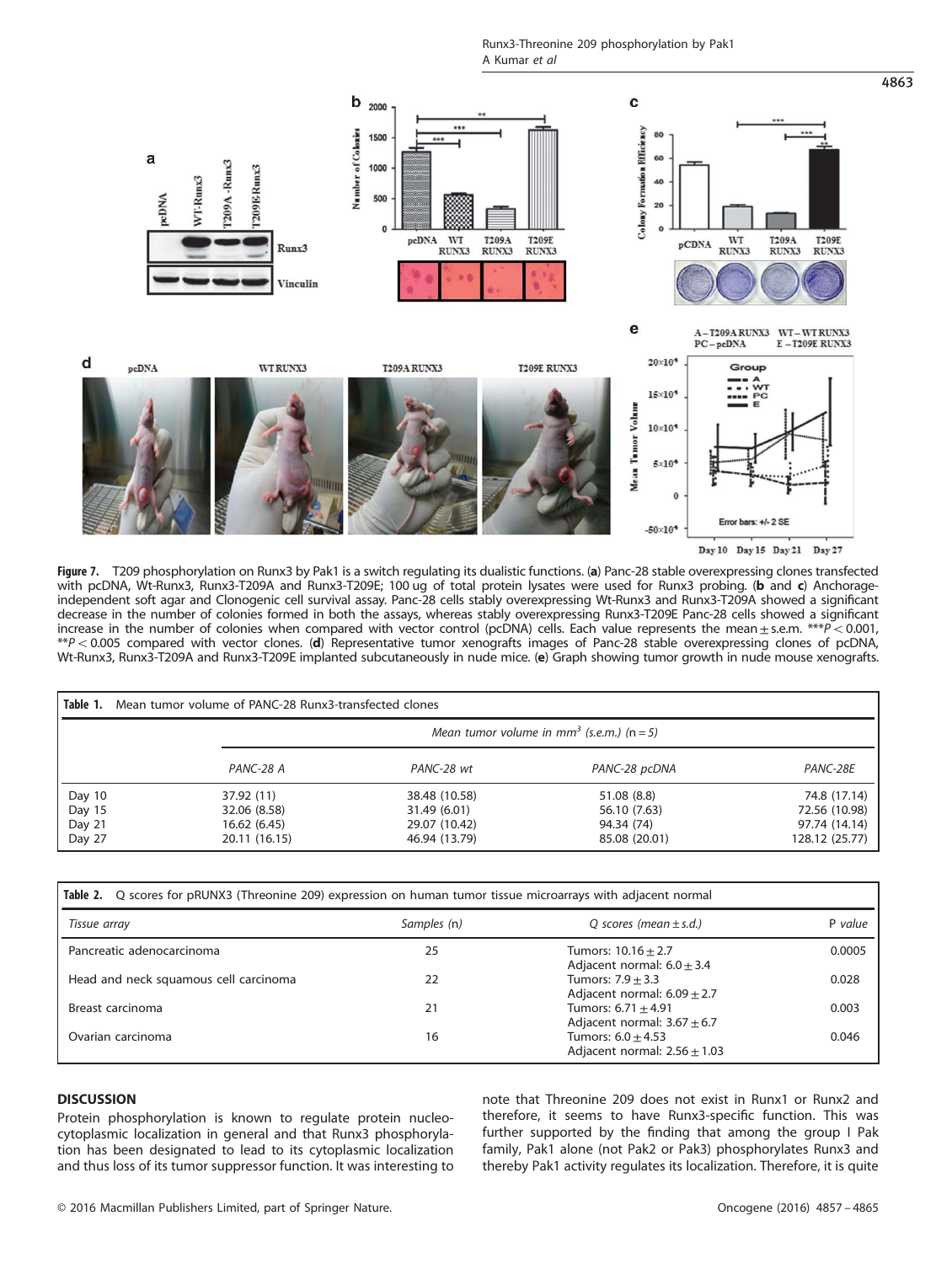**Figure 7.** T209 phosphorylation on Runx3 by Pak1 is a switch regulating its dualistic functions. (**a**) Panc-28 stable overexpressing clones transfected with pcDNA, Wt-Runx3, Runx3-T209A and Runx3-T209E; 100 ug of total protein lysates were used for Runx3 probing. (**b** and **c**) Anchorage-independent soft agar and Clonogenic cell survival assay. Panc-28 cells stably overexpressing Wt-Runx3 and Runx3-T209A showed a significant decrease in the number of colonies formed in both the assays, whereas stably overexpressing Runx3-T209E Panc-28 cells showed a significant increase in the number of colonies when compared with vector control (pcDNA) cells. Each value represents the mean ± s.e.m. ***$P < 0.001$, **$P < 0.005$ compared with vector clones. (**d**) Representative tumor xenografts images of Panc-28 stable overexpressing clones of pcDNA, Wt-Runx3, Runx3-T209A and Runx3-T209E implanted subcutaneously in nude mice. (**e**) Graph showing tumor growth in nude mouse xenografts.

**Table 1.** Mean tumor volume of PANC-28 Runx3-transfected clones

| | Mean tumor volume in mm$^3$ (s.e.m.) (n = 5) | | | |
|---|---|---|---|---|
| | PANC-28 A | PANC-28 wt | PANC-28 pcDNA | PANC-28E |
| Day 10 | 37.92 (11) | 38.48 (10.58) | 51.08 (8.8) | 74.8 (17.14) |
| Day 15 | 32.06 (8.58) | 31.49 (6.01) | 56.10 (7.63) | 72.56 (10.98) |
| Day 21 | 16.62 (6.45) | 29.07 (10.42) | 94.34 (74) | 97.74 (14.14) |
| Day 27 | 20.11 (16.15) | 46.94 (13.79) | 85.08 (20.01) | 128.12 (25.77) |

**Table 2.** Q scores for pRUNX3 (Threonine 209) expression on human tumor tissue microarrays with adjacent normal

| Tissue array | Samples (n) | Q scores (mean ± s.d.) | P value |
|---|---|---|---|
| Pancreatic adenocarcinoma | 25 | Tumors: 10.16 ± 2.7<br>Adjacent normal: 6.0 ± 3.4 | 0.0005 |
| Head and neck squamous cell carcinoma | 22 | Tumors: 7.9 ± 3.3<br>Adjacent normal: 6.09 ± 2.7 | 0.028 |
| Breast carcinoma | 21 | Tumors: 6.71 ± 4.91<br>Adjacent normal: 3.67 ± 6.7 | 0.003 |
| Ovarian carcinoma | 16 | Tumors: 6.0 ± 4.53<br>Adjacent normal: 2.56 ± 1.03 | 0.046 |

## DISCUSSION

Protein phosphorylation is known to regulate protein nucleo-cytoplasmic localization in general and that Runx3 phosphorylation has been designated to lead to its cytoplasmic localization and thus loss of its tumor suppressor function. It was interesting to note that Threonine 209 does not exist in Runx1 or Runx2 and therefore, it seems to have Runx3-specific function. This was further supported by the finding that among the group I Pak family, Pak1 alone (not Pak2 or Pak3) phosphorylates Runx3 and thereby Pak1 activity regulates its localization. Therefore, it is quite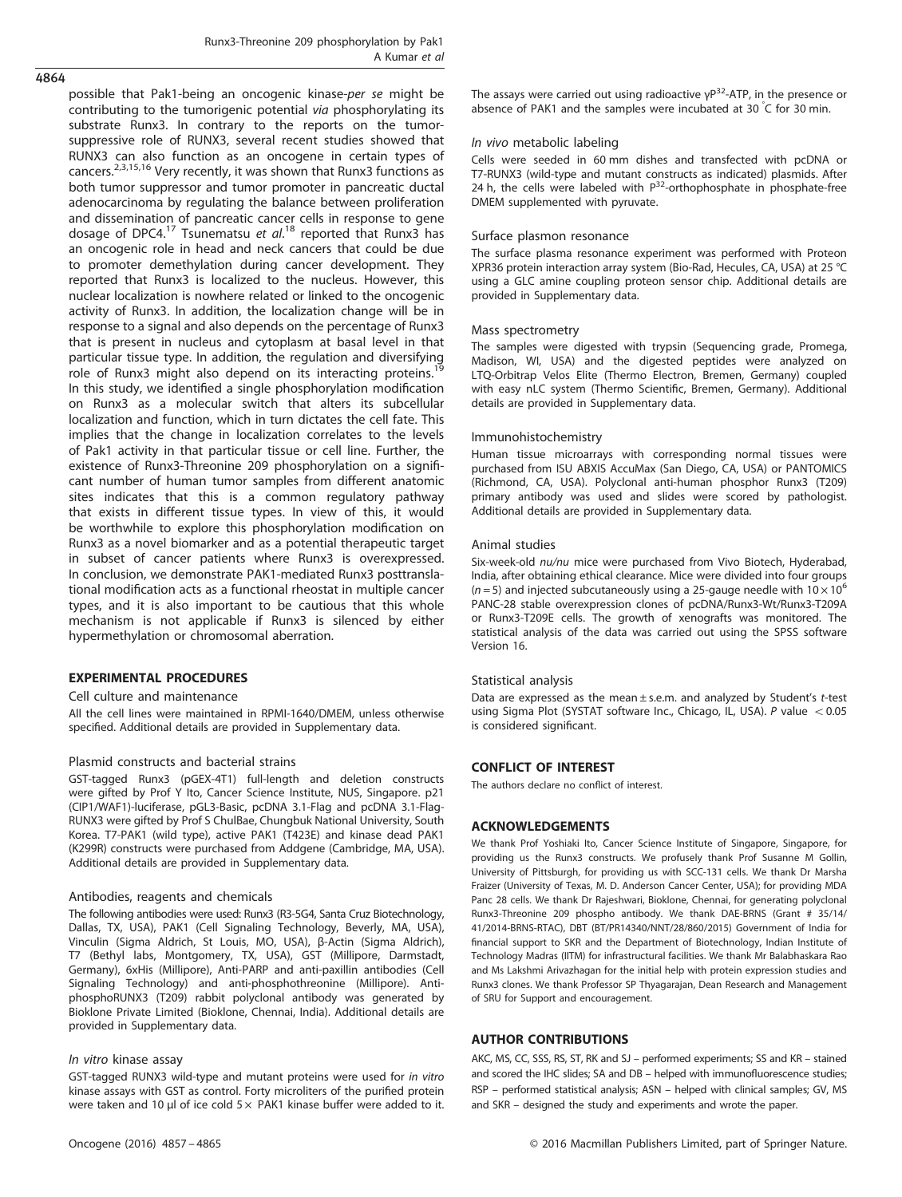possible that Pak1-being an oncogenic kinase-*per se* might be contributing to the tumorigenic potential *via* phosphorylating its substrate Runx3. In contrary to the reports on the tumor-suppressive role of RUNX3, several recent studies showed that RUNX3 can also function as an oncogene in certain types of cancers.[2,3,15,16] Very recently, it was shown that Runx3 functions as both tumor suppressor and tumor promoter in pancreatic ductal adenocarcinoma by regulating the balance between proliferation and dissemination of pancreatic cancer cells in response to gene dosage of DPC4.[17] Tsunematsu *et al.*[18] reported that Runx3 has an oncogenic role in head and neck cancers that could be due to promoter demethylation during cancer development. They reported that Runx3 is localized to the nucleus. However, this nuclear localization is nowhere related or linked to the oncogenic activity of Runx3. In addition, the localization change will be in response to a signal and also depends on the percentage of Runx3 that is present in nucleus and cytoplasm at basal level in that particular tissue type. In addition, the regulation and diversifying role of Runx3 might also depend on its interacting proteins.[19] In this study, we identified a single phosphorylation modification on Runx3 as a molecular switch that alters its subcellular localization and function, which in turn dictates the cell fate. This implies that the change in localization correlates to the levels of Pak1 activity in that particular tissue or cell line. Further, the existence of Runx3-Threonine 209 phosphorylation on a significant number of human tumor samples from different anatomic sites indicates that this is a common regulatory pathway that exists in different tissue types. In view of this, it would be worthwhile to explore this phosphorylation modification on Runx3 as a novel biomarker and as a potential therapeutic target in subset of cancer patients where Runx3 is overexpressed. In conclusion, we demonstrate PAK1-mediated Runx3 posttranslational modification acts as a functional rheostat in multiple cancer types, and it is also important to be cautious that this whole mechanism is not applicable if Runx3 is silenced by either hypermethylation or chromosomal aberration.

## EXPERIMENTAL PROCEDURES

### Cell culture and maintenance

All the cell lines were maintained in RPMI-1640/DMEM, unless otherwise specified. Additional details are provided in Supplementary data.

### Plasmid constructs and bacterial strains

GST-tagged Runx3 (pGEX-4T1) full-length and deletion constructs were gifted by Prof Y Ito, Cancer Science Institute, NUS, Singapore. p21 (CIP1/WAF1)-luciferase, pGL3-Basic, pcDNA 3.1-Flag and pcDNA 3.1-Flag-RUNX3 were gifted by Prof S ChulBae, Chungbuk National University, South Korea. T7-PAK1 (wild type), active PAK1 (T423E) and kinase dead PAK1 (K299R) constructs were purchased from Addgene (Cambridge, MA, USA). Additional details are provided in Supplementary data.

### Antibodies, reagents and chemicals

The following antibodies were used: Runx3 (R3-5G4, Santa Cruz Biotechnology, Dallas, TX, USA), PAK1 (Cell Signaling Technology, Beverly, MA, USA), Vinculin (Sigma Aldrich, St Louis, MO, USA), β-Actin (Sigma Aldrich), T7 (Bethyl labs, Montgomery, TX, USA), GST (Millipore, Darmstadt, Germany), 6xHis (Millipore), Anti-PARP and anti-paxillin antibodies (Cell Signaling Technology) and anti-phosphothreonine (Millipore). Anti-phosphoRUNX3 (T209) rabbit polyclonal antibody was generated by Bioklone Private Limited (Bioklone, Chennai, India). Additional details are provided in Supplementary data.

### *In vitro* kinase assay

GST-tagged RUNX3 wild-type and mutant proteins were used for *in vitro* kinase assays with GST as control. Forty microliters of the purified protein were taken and 10 μl of ice cold 5× PAK1 kinase buffer were added to it. The assays were carried out using radioactive $\gamma P^{32}$-ATP, in the presence or absence of PAK1 and the samples were incubated at 30 °C for 30 min.

### *In vivo* metabolic labeling

Cells were seeded in 60 mm dishes and transfected with pcDNA or T7-RUNX3 (wild-type and mutant constructs as indicated) plasmids. After 24 h, the cells were labeled with $P^{32}$-orthophosphate in phosphate-free DMEM supplemented with pyruvate.

### Surface plasmon resonance

The surface plasma resonance experiment was performed with Proteon XPR36 protein interaction array system (Bio-Rad, Hecules, CA, USA) at 25 °C using a GLC amine coupling proteon sensor chip. Additional details are provided in Supplementary data.

### Mass spectrometry

The samples were digested with trypsin (Sequencing grade, Promega, Madison, WI, USA) and the digested peptides were analyzed on LTQ-Orbitrap Velos Elite (Thermo Electron, Bremen, Germany) coupled with easy nLC system (Thermo Scientific, Bremen, Germany). Additional details are provided in Supplementary data.

### Immunohistochemistry

Human tissue microarrays with corresponding normal tissues were purchased from ISU ABXIS AccuMax (San Diego, CA, USA) or PANTOMICS (Richmond, CA, USA). Polyclonal anti-human phosphor Runx3 (T209) primary antibody was used and slides were scored by pathologist. Additional details are provided in Supplementary data.

### Animal studies

Six-week-old *nu/nu* mice were purchased from Vivo Biotech, Hyderabad, India, after obtaining ethical clearance. Mice were divided into four groups ($n = 5$) and injected subcutaneously using a 25-gauge needle with $10 \times 10^6$ PANC-28 stable overexpression clones of pcDNA/Runx3-Wt/Runx3-T209A or Runx3-T209E cells. The growth of xenografts was monitored. The statistical analysis of the data was carried out using the SPSS software Version 16.

### Statistical analysis

Data are expressed as the mean ± s.e.m. and analyzed by Student's *t*-test using Sigma Plot (SYSTAT software Inc., Chicago, IL, USA). $P$ value $< 0.05$ is considered significant.

## CONFLICT OF INTEREST

The authors declare no conflict of interest.

## ACKNOWLEDGEMENTS

We thank Prof Yoshiaki Ito, Cancer Science Institute of Singapore, Singapore, for providing us the Runx3 constructs. We profusely thank Prof Susanne M Gollin, University of Pittsburgh, for providing us with SCC-131 cells. We thank Dr Marsha Fraizer (University of Texas, M. D. Anderson Cancer Center, USA); for providing MDA Panc 28 cells. We thank Dr Rajeshwari, Bioklone, Chennai, for generating polyclonal Runx3-Threonine 209 phospho antibody. We thank DAE-BRNS (Grant # 35/14/41/2014-BRNS-RTAC), DBT (BT/PR14340/NNT/28/860/2015) Government of India for financial support to SKR and the Department of Biotechnology, Indian Institute of Technology Madras (IITM) for infrastructural facilities. We thank Mr Balabhaskara Rao and Ms Lakshmi Arivazhagan for the initial help with protein expression studies and Runx3 clones. We thank Professor SP Thyagarajan, Dean Research and Management of SRU for Support and encouragement.

## AUTHOR CONTRIBUTIONS

AKC, MS, CC, SSS, RS, ST, RK and SJ – performed experiments; SS and KR – stained and scored the IHC slides; SA and DB – helped with immunofluorescence studies; RSP – performed statistical analysis; ASN – helped with clinical samples; GV, MS and SKR – designed the study and experiments and wrote the paper.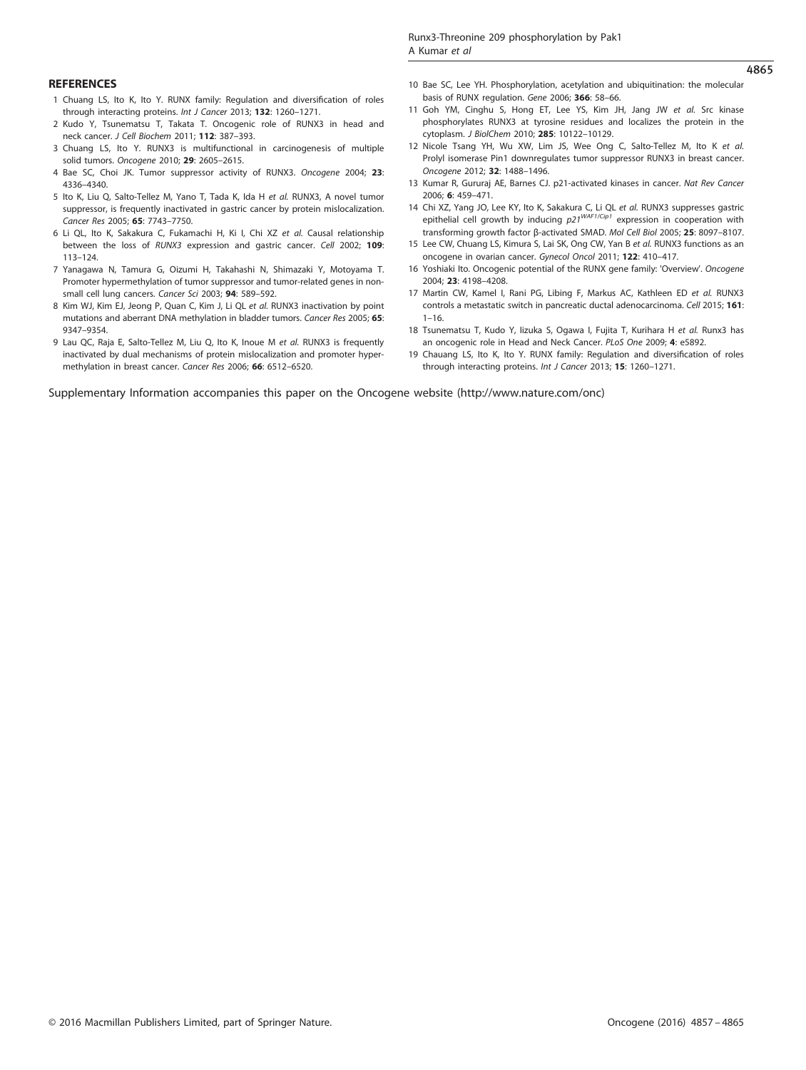## REFERENCES

1 Chuang LS, Ito K, Ito Y. RUNX family: Regulation and diversification of roles through interacting proteins. *Int J Cancer* 2013; **132**: 1260–1271.

2 Kudo Y, Tsunematsu T, Takata T. Oncogenic role of RUNX3 in head and neck cancer. *J Cell Biochem* 2011; **112**: 387–393.

3 Chuang LS, Ito Y. RUNX3 is multifunctional in carcinogenesis of multiple solid tumors. *Oncogene* 2010; **29**: 2605–2615.

4 Bae SC, Choi JK. Tumor suppressor activity of RUNX3. *Oncogene* 2004; **23**: 4336–4340.

5 Ito K, Liu Q, Salto-Tellez M, Yano T, Tada K, Ida H *et al.* RUNX3, A novel tumor suppressor, is frequently inactivated in gastric cancer by protein mislocalization. *Cancer Res* 2005; **65**: 7743–7750.

6 Li QL, Ito K, Sakakura C, Fukamachi H, Ki I, Chi XZ *et al.* Causal relationship between the loss of *RUNX3* expression and gastric cancer. *Cell* 2002; **109**: 113–124.

7 Yanagawa N, Tamura G, Oizumi H, Takahashi N, Shimazaki Y, Motoyama T. Promoter hypermethylation of tumor suppressor and tumor-related genes in non-small cell lung cancers. *Cancer Sci* 2003; **94**: 589–592.

8 Kim WJ, Kim EJ, Jeong P, Quan C, Kim J, Li QL *et al.* RUNX3 inactivation by point mutations and aberrant DNA methylation in bladder tumors. *Cancer Res* 2005; **65**: 9347–9354.

9 Lau QC, Raja E, Salto-Tellez M, Liu Q, Ito K, Inoue M *et al.* RUNX3 is frequently inactivated by dual mechanisms of protein mislocalization and promoter hypermethylation in breast cancer. *Cancer Res* 2006; **66**: 6512–6520.

10 Bae SC, Lee YH. Phosphorylation, acetylation and ubiquitination: the molecular basis of RUNX regulation. *Gene* 2006; **366**: 58–66.

11 Goh YM, Cinghu S, Hong ET, Lee YS, Kim JH, Jang JW *et al.* Src kinase phosphorylates RUNX3 at tyrosine residues and localizes the protein in the cytoplasm. *J BiolChem* 2010; **285**: 10122–10129.

12 Nicole Tsang YH, Wu XW, Lim JS, Wee Ong C, Salto-Tellez M, Ito K *et al.* Prolyl isomerase Pin1 downregulates tumor suppressor RUNX3 in breast cancer. *Oncogene* 2012; **32**: 1488–1496.

13 Kumar R, Gururaj AE, Barnes CJ. p21-activated kinases in cancer. *Nat Rev Cancer* 2006; **6**: 459–471.

14 Chi XZ, Yang JO, Lee KY, Ito K, Sakakura C, Li QL *et al.* RUNX3 suppresses gastric epithelial cell growth by inducing $p21^{WAF1/Cip1}$ expression in cooperation with transforming growth factor β-activated SMAD. *Mol Cell Biol* 2005; **25**: 8097–8107.

15 Lee CW, Chuang LS, Kimura S, Lai SK, Ong CW, Yan B *et al.* RUNX3 functions as an oncogene in ovarian cancer. *Gynecol Oncol* 2011; **122**: 410–417.

16 Yoshiaki Ito. Oncogenic potential of the RUNX gene family: 'Overview'. *Oncogene* 2004; **23**: 4198–4208.

17 Martin CW, Kamel I, Rani PG, Libing F, Markus AC, Kathleen ED *et al.* RUNX3 controls a metastatic switch in pancreatic ductal adenocarcinoma. *Cell* 2015; **161**: 1–16.

18 Tsunematsu T, Kudo Y, Iizuka S, Ogawa I, Fujita T, Kurihara H *et al.* Runx3 has an oncogenic role in Head and Neck Cancer. *PLoS One* 2009; **4**: e5892.

19 Chauang LS, Ito K, Ito Y. RUNX family: Regulation and diversification of roles through interacting proteins. *Int J Cancer* 2013; **15**: 1260–1271.

Supplementary Information accompanies this paper on the Oncogene website (http://www.nature.com/onc)